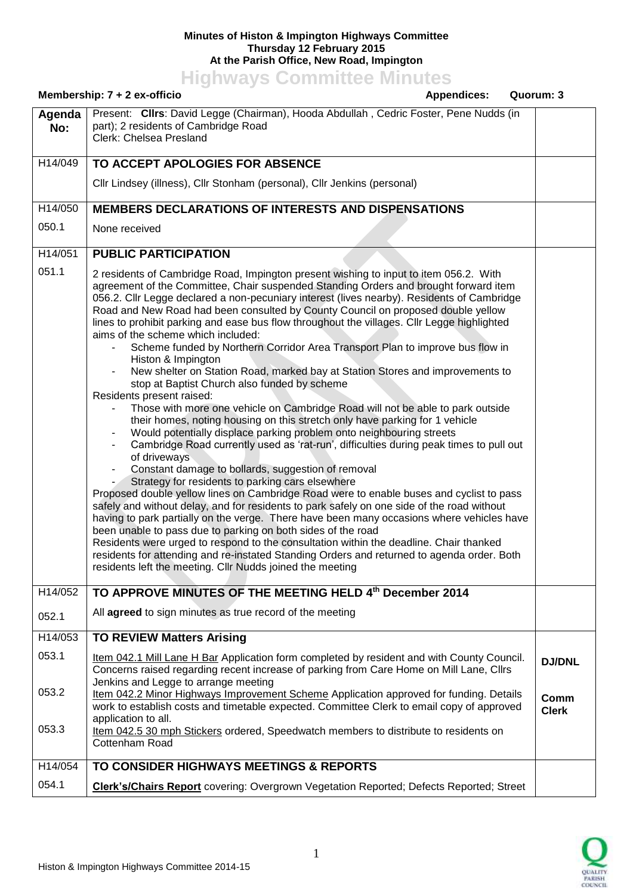**Minutes of Histon & Impington Highways Committee**
**Thursday 12 February 2015**
**At the Parish Office, New Road, Impington**

# Highways Committee Minutes

**Membership: 7 + 2 ex-officio** **Appendices:** **Quorum: 3**

| **Agenda No:** | Present: **Cllrs**: David Legge (Chairman), Hooda Abdullah , Cedric Foster, Pene Nudds (in part); 2 residents of Cambridge Road<br>Clerk: Chelsea Presland | |
|---|---|---|
| H14/049 | **TO ACCEPT APOLOGIES FOR ABSENCE** | |
| | Cllr Lindsey (illness), Cllr Stonham (personal), Cllr Jenkins (personal) | |
| H14/050 | **MEMBERS DECLARATIONS OF INTERESTS AND DISPENSATIONS** | |
| 050.1 | None received | |
| H14/051 | **PUBLIC PARTICIPATION** | |
| 051.1 | 2 residents of Cambridge Road, Impington present wishing to input to item 056.2. With agreement of the Committee, Chair suspended Standing Orders and brought forward item 056.2. Cllr Legge declared a non-pecuniary interest (lives nearby). Residents of Cambridge Road and New Road had been consulted by County Council on proposed double yellow lines to prohibit parking and ease bus flow throughout the villages. Cllr Legge highlighted aims of the scheme which included:<br>- Scheme funded by Northern Corridor Area Transport Plan to improve bus flow in Histon & Impington<br>- New shelter on Station Road, marked bay at Station Stores and improvements to stop at Baptist Church also funded by scheme<br>Residents present raised:<br>- Those with more one vehicle on Cambridge Road will not be able to park outside their homes, noting housing on this stretch only have parking for 1 vehicle<br>- Would potentially displace parking problem onto neighbouring streets<br>- Cambridge Road currently used as 'rat-run', difficulties during peak times to pull out of driveways<br>- Constant damage to bollards, suggestion of removal<br>- Strategy for residents to parking cars elsewhere<br>Proposed double yellow lines on Cambridge Road were to enable buses and cyclist to pass safely and without delay, and for residents to park safely on one side of the road without having to park partially on the verge. There have been many occasions where vehicles have been unable to pass due to parking on both sides of the road<br>Residents were urged to respond to the consultation within the deadline. Chair thanked residents for attending and re-instated Standing Orders and returned to agenda order. Both residents left the meeting. Cllr Nudds joined the meeting | |
| H14/052 | **TO APPROVE MINUTES OF THE MEETING HELD 4th December 2014** | |
| 052.1 | All **agreed** to sign minutes as true record of the meeting | |
| H14/053 | **TO REVIEW Matters Arising** | |
| 053.1 | Item 042.1 Mill Lane H Bar Application form completed by resident and with County Council. Concerns raised regarding recent increase of parking from Care Home on Mill Lane, Cllrs Jenkins and Legge to arrange meeting | **DJ/DNL** |
| 053.2 | Item 042.2 Minor Highways Improvement Scheme Application approved for funding. Details work to establish costs and timetable expected. Committee Clerk to email copy of approved application to all. | **Comm Clerk** |
| 053.3 | Item 042.5 30 mph Stickers ordered, Speedwatch members to distribute to residents on Cottenham Road | |
| H14/054 | **TO CONSIDER HIGHWAYS MEETINGS & REPORTS** | |
| 054.1 | **Clerk's/Chairs Report** covering: Overgrown Vegetation Reported; Defects Reported; Street | |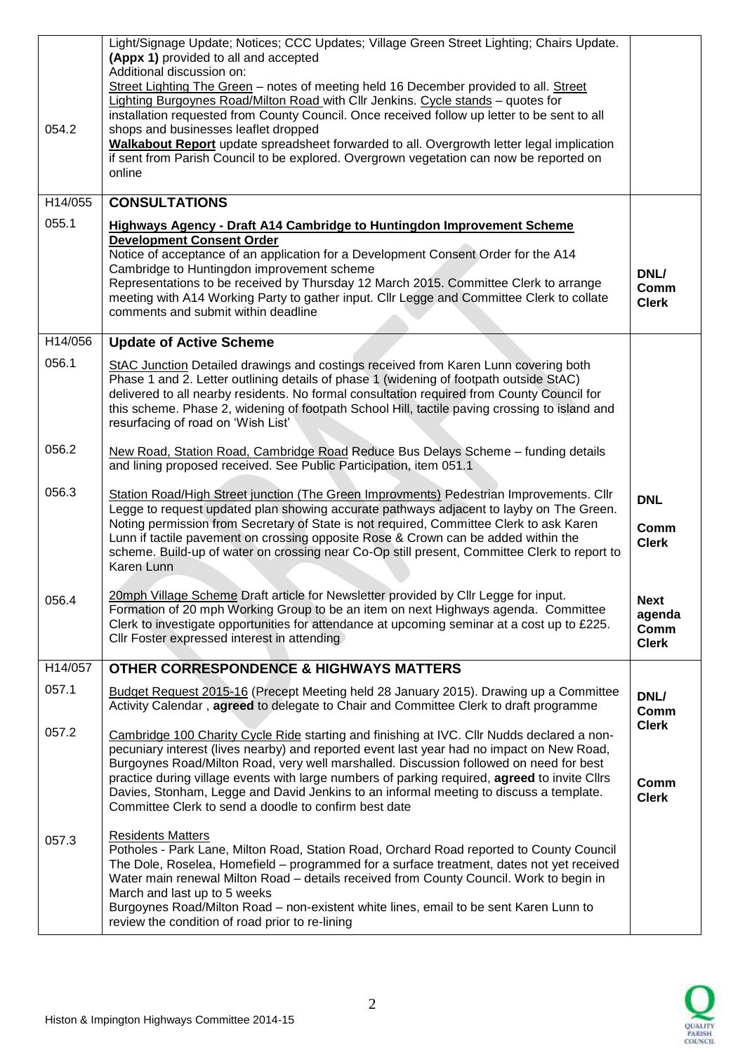| | | |
|---|---|---|
| 054.2 | Light/Signage Update; Notices; CCC Updates; Village Green Street Lighting; Chairs Update. **(Appx 1)** provided to all and accepted<br>Additional discussion on:<br><u>Street Lighting The Green</u> – notes of meeting held 16 December provided to all. <u>Street Lighting Burgoynes Road/Milton Road</u> with Cllr Jenkins. <u>Cycle stands</u> – quotes for installation requested from County Council. Once received follow up letter to be sent to all shops and businesses leaflet dropped<br>**<u>Walkabout Report</u>** update spreadsheet forwarded to all. Overgrowth letter legal implication if sent from Parish Council to be explored. Overgrown vegetation can now be reported on online | |
| H14/055 | **CONSULTATIONS** | |
| 055.1 | **<u>Highways Agency - Draft A14 Cambridge to Huntingdon Improvement Scheme Development Consent Order</u>**<br>Notice of acceptance of an application for a Development Consent Order for the A14 Cambridge to Huntingdon improvement scheme<br>Representations to be received by Thursday 12 March 2015. Committee Clerk to arrange meeting with A14 Working Party to gather input. Cllr Legge and Committee Clerk to collate comments and submit within deadline | **DNL/ Comm Clerk** |
| H14/056 | **Update of Active Scheme** | |
| 056.1 | <u>StAC Junction</u> Detailed drawings and costings received from Karen Lunn covering both Phase 1 and 2. Letter outlining details of phase 1 (widening of footpath outside StAC) delivered to all nearby residents. No formal consultation required from County Council for this scheme. Phase 2, widening of footpath School Hill, tactile paving crossing to island and resurfacing of road on 'Wish List' | |
| 056.2 | <u>New Road, Station Road, Cambridge Road</u> Reduce Bus Delays Scheme – funding details and lining proposed received. See Public Participation, item 051.1 | |
| 056.3 | <u>Station Road/High Street junction (The Green Improvments)</u> Pedestrian Improvements. Cllr Legge to request updated plan showing accurate pathways adjacent to layby on The Green. Noting permission from Secretary of State is not required, Committee Clerk to ask Karen Lunn if tactile pavement on crossing opposite Rose & Crown can be added within the scheme. Build-up of water on crossing near Co-Op still present, Committee Clerk to report to Karen Lunn | **DNL**<br><br>**Comm Clerk** |
| 056.4 | <u>20mph Village Scheme</u> Draft article for Newsletter provided by Cllr Legge for input. Formation of 20 mph Working Group to be an item on next Highways agenda. Committee Clerk to investigate opportunities for attendance at upcoming seminar at a cost up to £225. Cllr Foster expressed interest in attending | **Next agenda Comm Clerk** |
| H14/057 | **OTHER CORRESPONDENCE & HIGHWAYS MATTERS** | |
| 057.1 | <u>Budget Request 2015-16</u> (Precept Meeting held 28 January 2015). Drawing up a Committee Activity Calendar , **agreed** to delegate to Chair and Committee Clerk to draft programme | **DNL/ Comm Clerk** |
| 057.2 | <u>Cambridge 100 Charity Cycle Ride</u> starting and finishing at IVC. Cllr Nudds declared a non-pecuniary interest (lives nearby) and reported event last year had no impact on New Road, Burgoynes Road/Milton Road, very well marshalled. Discussion followed on need for best practice during village events with large numbers of parking required, **agreed** to invite Cllrs Davies, Stonham, Legge and David Jenkins to an informal meeting to discuss a template. Committee Clerk to send a doodle to confirm best date | **Comm Clerk** |
| 057.3 | <u>Residents Matters</u><br>Potholes - Park Lane, Milton Road, Station Road, Orchard Road reported to County Council<br>The Dole, Roselea, Homefield – programmed for a surface treatment, dates not yet received<br>Water main renewal Milton Road – details received from County Council. Work to begin in March and last up to 5 weeks<br>Burgoynes Road/Milton Road – non-existent white lines, email to be sent Karen Lunn to review the condition of road prior to re-lining | |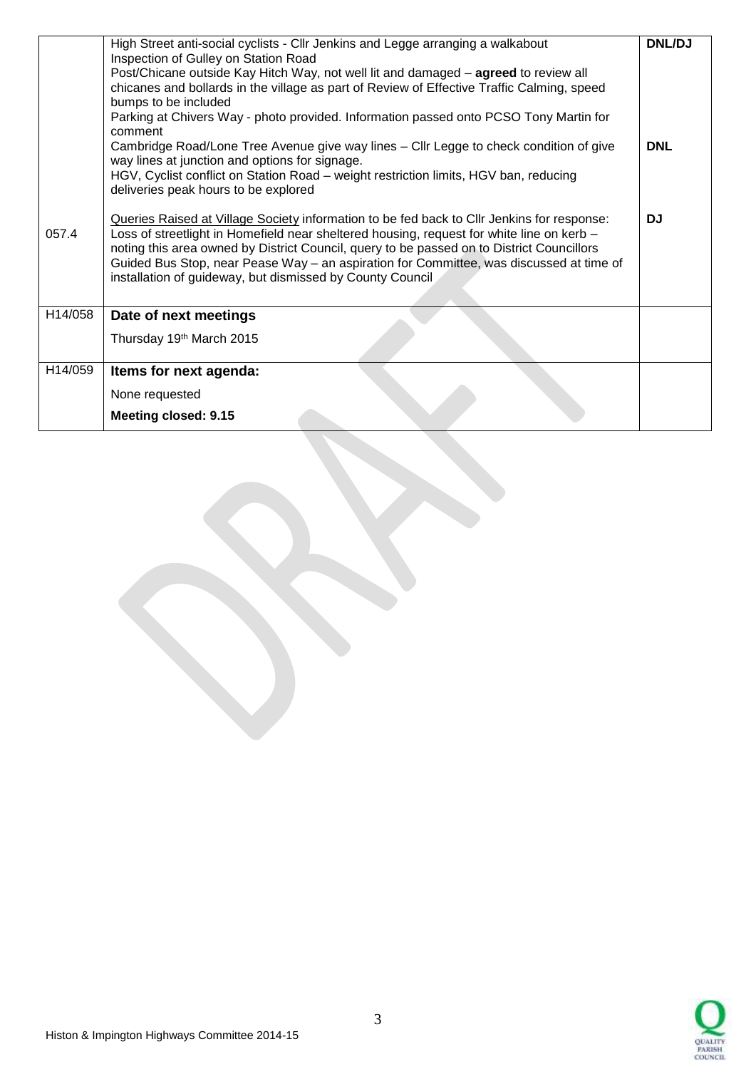| | | |
|---|---|---|
| | High Street anti-social cyclists - Cllr Jenkins and Legge arranging a walkabout<br>Inspection of Gulley on Station Road<br>Post/Chicane outside Kay Hitch Way, not well lit and damaged – **agreed** to review all chicanes and bollards in the village as part of Review of Effective Traffic Calming, speed bumps to be included<br>Parking at Chivers Way - photo provided. Information passed onto PCSO Tony Martin for comment<br>Cambridge Road/Lone Tree Avenue give way lines – Cllr Legge to check condition of give way lines at junction and options for signage.<br>HGV, Cyclist conflict on Station Road – weight restriction limits, HGV ban, reducing deliveries peak hours to be explored | **DNL/DJ**<br><br><br><br><br><br>**DNL** |
| 057.4 | Queries Raised at Village Society information to be fed back to Cllr Jenkins for response:<br>Loss of streetlight in Homefield near sheltered housing, request for white line on kerb – noting this area owned by District Council, query to be passed on to District Councillors<br>Guided Bus Stop, near Pease Way – an aspiration for Committee, was discussed at time of installation of guideway, but dismissed by County Council | **DJ** |
| H14/058 | **Date of next meetings**<br>Thursday 19th March 2015 | |
| H14/059 | **Items for next agenda:**<br>None requested<br>**Meeting closed: 9.15** | |

DRAFT